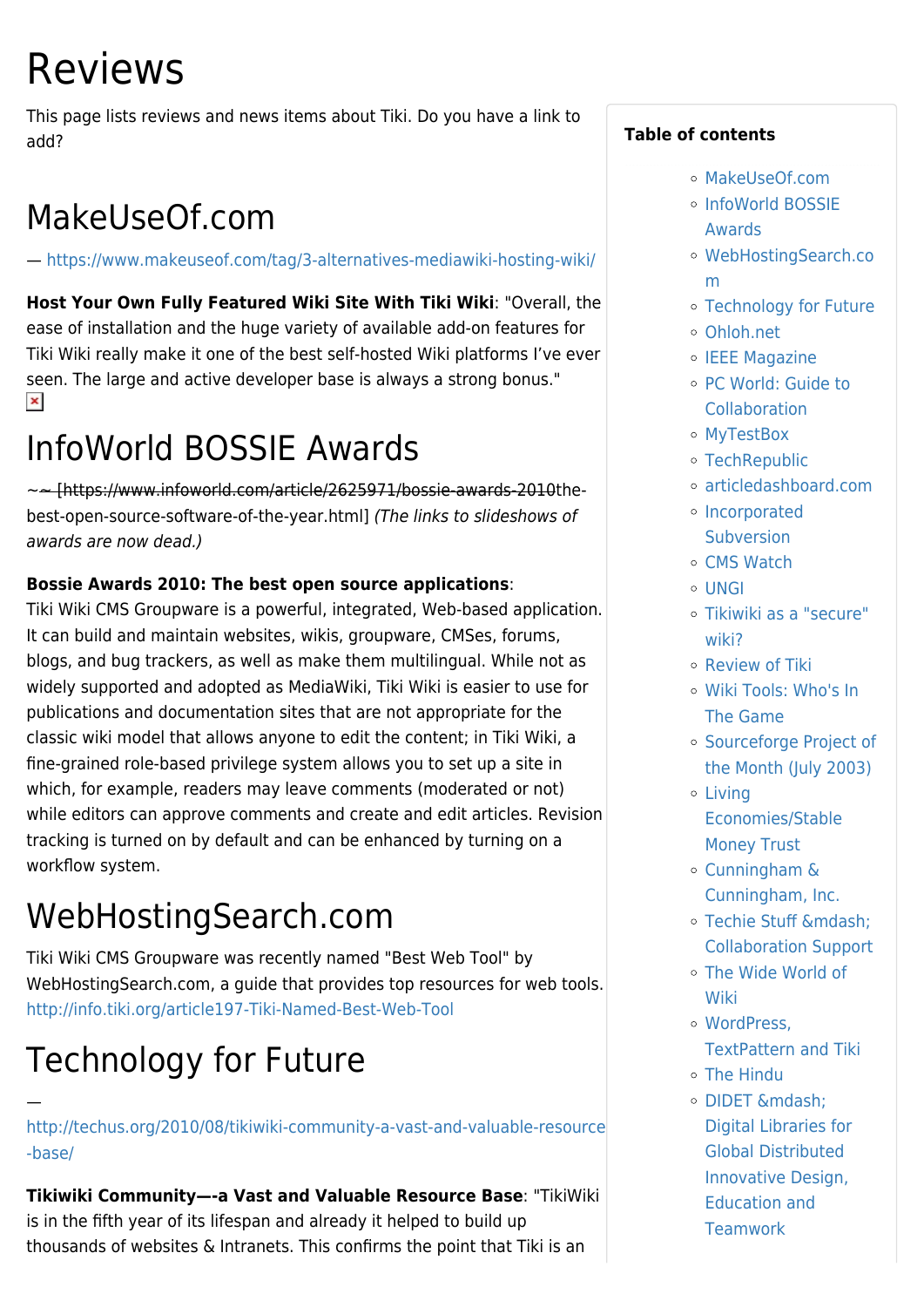# Reviews

This page lists reviews and news items about Tiki. Do you have a link to add?

**Table of contents**

- MakeUseOf.com
- InfoWorld BOSSIE Awards
- WebHostingSearch.com
- Technology for Future
- Ohloh.net
- IEEE Magazine
- PC World: Guide to Collaboration
- MyTestBox
- TechRepublic
- articledashboard.com
- Incorporated Subversion
- CMS Watch
- UNGI
- Tikiwiki as a "secure" wiki?
- Review of Tiki
- Wiki Tools: Who's In The Game
- Sourceforge Project of the Month (July 2003)
- Living Economies/Stable Money Trust
- Cunningham & Cunningham, Inc.
- Techie Stuff &mdash; Collaboration Support
- The Wide World of Wiki
- WordPress, TextPattern and Tiki
- The Hindu
- DIDET &mdash; Digital Libraries for Global Distributed Innovative Design, Education and Teamwork

## MakeUseOf.com

— https://www.makeuseof.com/tag/3-alternatives-mediawiki-hosting-wiki/

**Host Your Own Fully Featured Wiki Site With Tiki Wiki**: "Overall, the ease of installation and the huge variety of available add-on features for Tiki Wiki really make it one of the best self-hosted Wiki platforms I've ever seen. The large and active developer base is always a strong bonus."

## InfoWorld BOSSIE Awards

~~ [https://www.infoworld.com/article/2625971/bossie-awards-2010the-best-open-source-software-of-the-year.html] *(The links to slideshows of awards are now dead.)*

**Bossie Awards 2010: The best open source applications**:
Tiki Wiki CMS Groupware is a powerful, integrated, Web-based application. It can build and maintain websites, wikis, groupware, CMSes, forums, blogs, and bug trackers, as well as make them multilingual. While not as widely supported and adopted as MediaWiki, Tiki Wiki is easier to use for publications and documentation sites that are not appropriate for the classic wiki model that allows anyone to edit the content; in Tiki Wiki, a fine-grained role-based privilege system allows you to set up a site in which, for example, readers may leave comments (moderated or not) while editors can approve comments and create and edit articles. Revision tracking is turned on by default and can be enhanced by turning on a workflow system.

## WebHostingSearch.com

Tiki Wiki CMS Groupware was recently named "Best Web Tool" by WebHostingSearch.com, a guide that provides top resources for web tools. http://info.tiki.org/article197-Tiki-Named-Best-Web-Tool

## Technology for Future

— http://techus.org/2010/08/tikiwiki-community-a-vast-and-valuable-resource-base/

**Tikiwiki Community—-a Vast and Valuable Resource Base**: "TikiWiki is in the fifth year of its lifespan and already it helped to build up thousands of websites & Intranets. This confirms the point that Tiki is an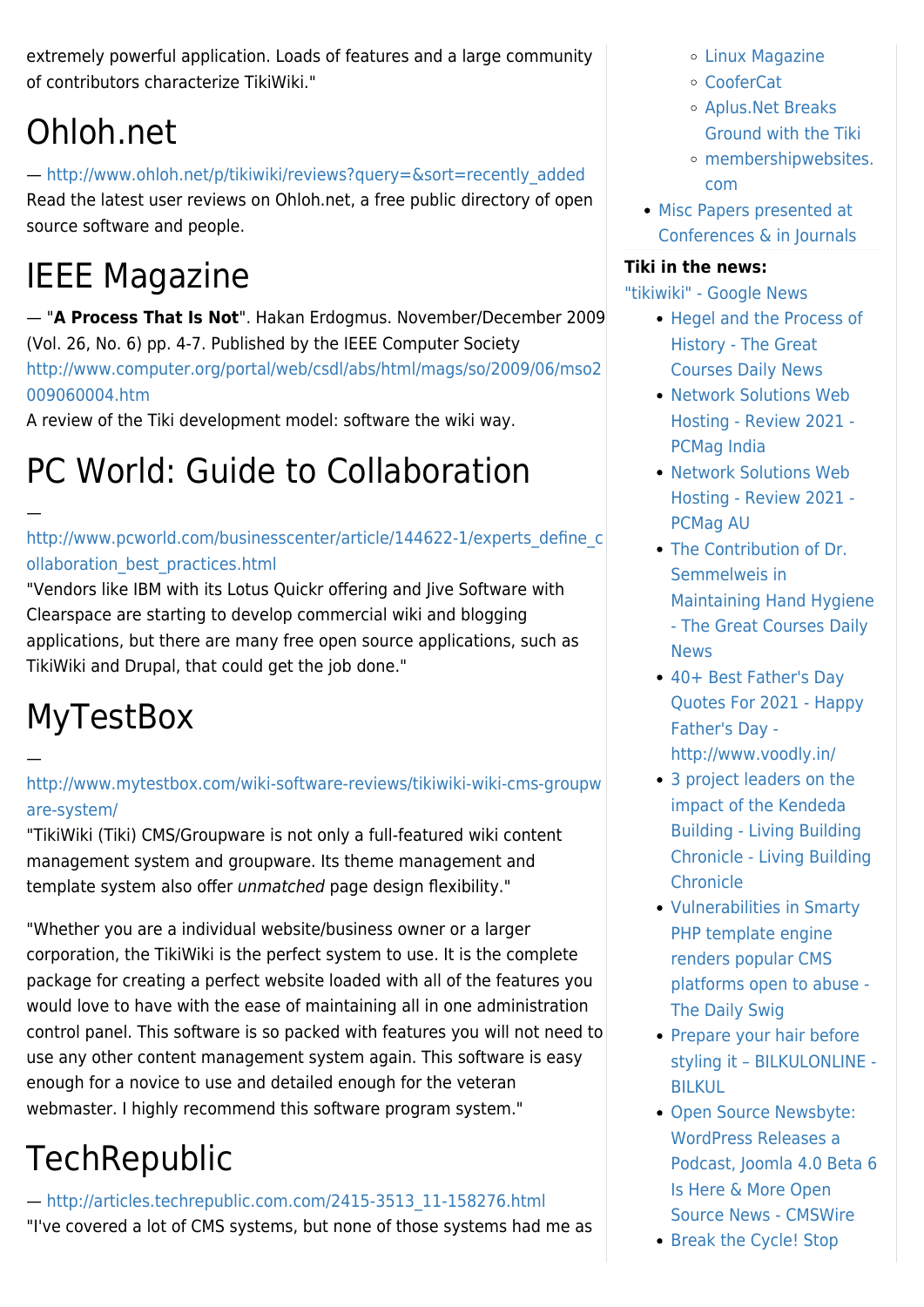extremely powerful application. Loads of features and a large community of contributors characterize TikiWiki."

# Ohloh.net

— http://www.ohloh.net/p/tikiwiki/reviews?query=&sort=recently_added
Read the latest user reviews on Ohloh.net, a free public directory of open source software and people.

# IEEE Magazine

— "**A Process That Is Not**". Hakan Erdogmus. November/December 2009 (Vol. 26, No. 6) pp. 4-7. Published by the IEEE Computer Society
http://www.computer.org/portal/web/csdl/abs/html/mags/so/2009/06/mso2009060004.htm
A review of the Tiki development model: software the wiki way.

# PC World: Guide to Collaboration

—
http://www.pcworld.com/businesscenter/article/144622-1/experts_define_collaboration_best_practices.html
"Vendors like IBM with its Lotus Quickr offering and Jive Software with Clearspace are starting to develop commercial wiki and blogging applications, but there are many free open source applications, such as TikiWiki and Drupal, that could get the job done."

# MyTestBox

—
http://www.mytestbox.com/wiki-software-reviews/tikiwiki-wiki-cms-groupware-system/
"TikiWiki (Tiki) CMS/Groupware is not only a full-featured wiki content management system and groupware. Its theme management and template system also offer *unmatched* page design flexibility."

"Whether you are a individual website/business owner or a larger corporation, the TikiWiki is the perfect system to use. It is the complete package for creating a perfect website loaded with all of the features you would love to have with the ease of maintaining all in one administration control panel. This software is so packed with features you will not need to use any other content management system again. This software is easy enough for a novice to use and detailed enough for the veteran webmaster. I highly recommend this software program system."

# TechRepublic

— http://articles.techrepublic.com.com/2415-3513_11-158276.html
"I've covered a lot of CMS systems, but none of those systems had me as

- Linux Magazine
- CooferCat
- Aplus.Net Breaks Ground with the Tiki
- membershipwebsites.com
- Misc Papers presented at Conferences & in Journals

**Tiki in the news:**

"tikiwiki" - Google News

- Hegel and the Process of History - The Great Courses Daily News
- Network Solutions Web Hosting - Review 2021 - PCMag India
- Network Solutions Web Hosting - Review 2021 - PCMag AU
- The Contribution of Dr. Semmelweis in Maintaining Hand Hygiene - The Great Courses Daily News
- 40+ Best Father's Day Quotes For 2021 - Happy Father's Day - http://www.voodly.in/
- 3 project leaders on the impact of the Kendeda Building - Living Building Chronicle - Living Building Chronicle
- Vulnerabilities in Smarty PHP template engine renders popular CMS platforms open to abuse - The Daily Swig
- Prepare your hair before styling it – BILKULONLINE - BILKUL
- Open Source Newsbyte: WordPress Releases a Podcast, Joomla 4.0 Beta 6 Is Here & More Open Source News - CMSWire
- Break the Cycle! Stop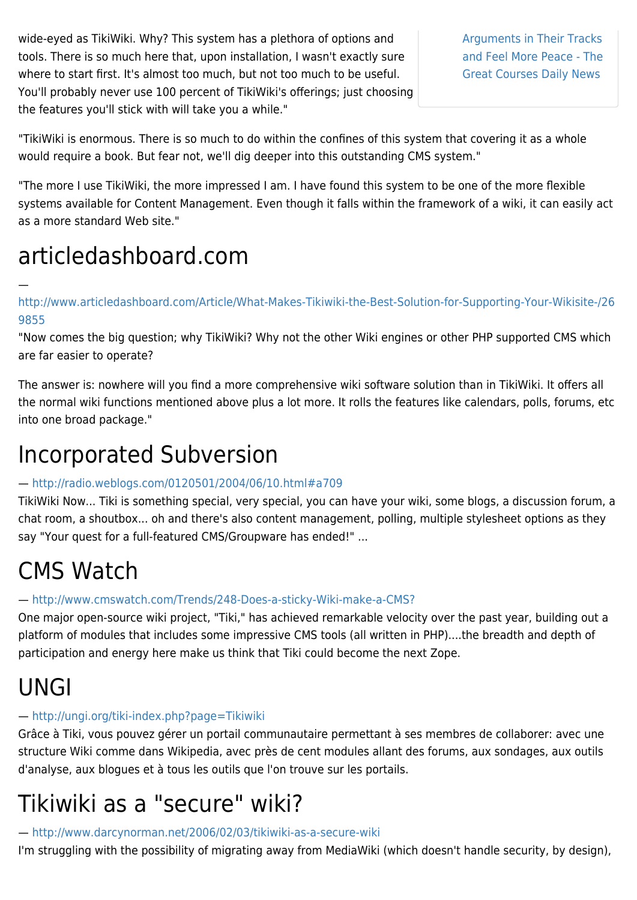wide-eyed as TikiWiki. Why? This system has a plethora of options and tools. There is so much here that, upon installation, I wasn't exactly sure where to start first. It's almost too much, but not too much to be useful. You'll probably never use 100 percent of TikiWiki's offerings; just choosing the features you'll stick with will take you a while."

Arguments in Their Tracks and Feel More Peace - The Great Courses Daily News

"TikiWiki is enormous. There is so much to do within the confines of this system that covering it as a whole would require a book. But fear not, we'll dig deeper into this outstanding CMS system."

"The more I use TikiWiki, the more impressed I am. I have found this system to be one of the more flexible systems available for Content Management. Even though it falls within the framework of a wiki, it can easily act as a more standard Web site."

# articledashboard.com

— http://www.articledashboard.com/Article/What-Makes-Tikiwiki-the-Best-Solution-for-Supporting-Your-Wikisite-/269855

"Now comes the big question; why TikiWiki? Why not the other Wiki engines or other PHP supported CMS which are far easier to operate?

The answer is: nowhere will you find a more comprehensive wiki software solution than in TikiWiki. It offers all the normal wiki functions mentioned above plus a lot more. It rolls the features like calendars, polls, forums, etc into one broad package."

# Incorporated Subversion

— http://radio.weblogs.com/0120501/2004/06/10.html#a709

TikiWiki Now... Tiki is something special, very special, you can have your wiki, some blogs, a discussion forum, a chat room, a shoutbox... oh and there's also content management, polling, multiple stylesheet options as they say "Your quest for a full-featured CMS/Groupware has ended!" ...

# CMS Watch

— http://www.cmswatch.com/Trends/248-Does-a-sticky-Wiki-make-a-CMS?

One major open-source wiki project, "Tiki," has achieved remarkable velocity over the past year, building out a platform of modules that includes some impressive CMS tools (all written in PHP)....the breadth and depth of participation and energy here make us think that Tiki could become the next Zope.

# UNGI

— http://ungi.org/tiki-index.php?page=Tikiwiki

Grâce à Tiki, vous pouvez gérer un portail communautaire permettant à ses membres de collaborer: avec une structure Wiki comme dans Wikipedia, avec près de cent modules allant des forums, aux sondages, aux outils d'analyse, aux blogues et à tous les outils que l'on trouve sur les portails.

# Tikiwiki as a "secure" wiki?

— http://www.darcynorman.net/2006/02/03/tikiwiki-as-a-secure-wiki

I'm struggling with the possibility of migrating away from MediaWiki (which doesn't handle security, by design),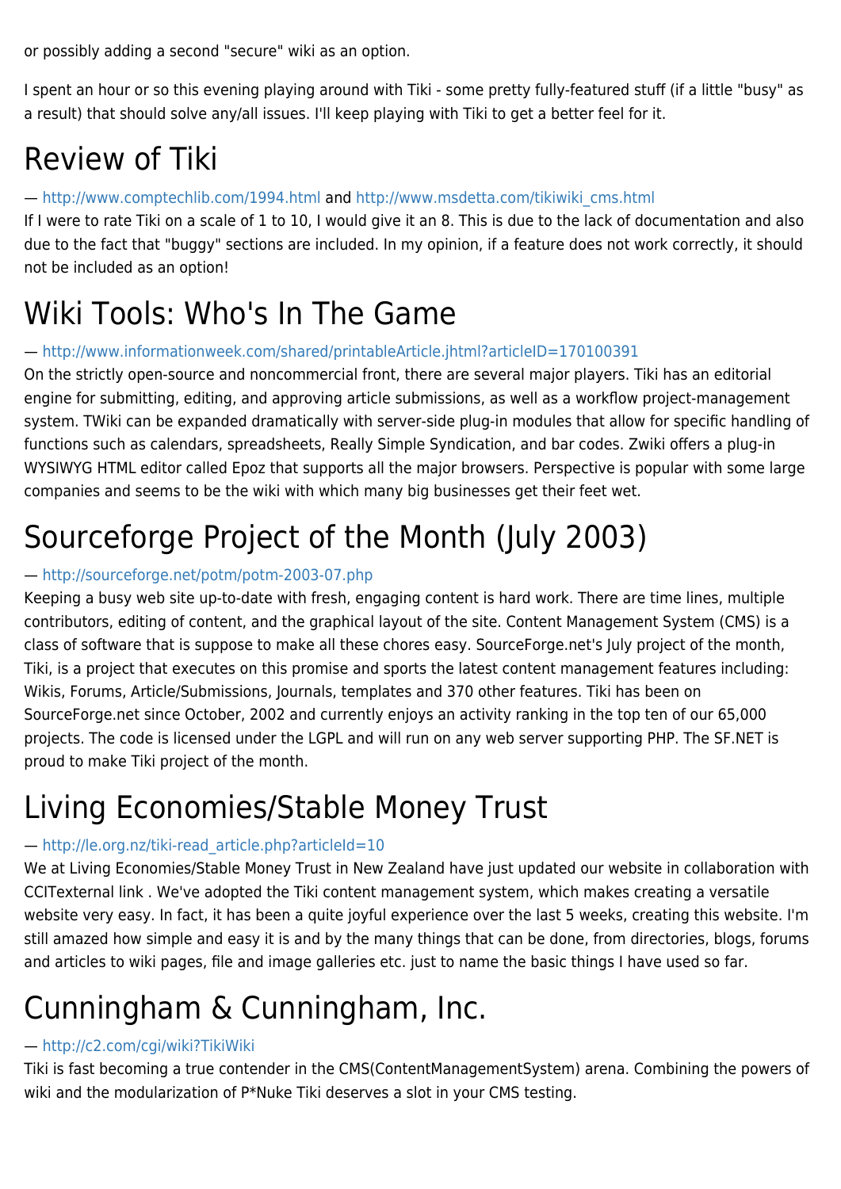or possibly adding a second "secure" wiki as an option.

I spent an hour or so this evening playing around with Tiki - some pretty fully-featured stuff (if a little "busy" as a result) that should solve any/all issues. I'll keep playing with Tiki to get a better feel for it.

# Review of Tiki

— http://www.comptechlib.com/1994.html and http://www.msdetta.com/tikiwiki_cms.html
If I were to rate Tiki on a scale of 1 to 10, I would give it an 8. This is due to the lack of documentation and also due to the fact that "buggy" sections are included. In my opinion, if a feature does not work correctly, it should not be included as an option!

# Wiki Tools: Who's In The Game

— http://www.informationweek.com/shared/printableArticle.jhtml?articleID=170100391
On the strictly open-source and noncommercial front, there are several major players. Tiki has an editorial engine for submitting, editing, and approving article submissions, as well as a workflow project-management system. TWiki can be expanded dramatically with server-side plug-in modules that allow for specific handling of functions such as calendars, spreadsheets, Really Simple Syndication, and bar codes. Zwiki offers a plug-in WYSIWYG HTML editor called Epoz that supports all the major browsers. Perspective is popular with some large companies and seems to be the wiki with which many big businesses get their feet wet.

# Sourceforge Project of the Month (July 2003)

— http://sourceforge.net/potm/potm-2003-07.php
Keeping a busy web site up-to-date with fresh, engaging content is hard work. There are time lines, multiple contributors, editing of content, and the graphical layout of the site. Content Management System (CMS) is a class of software that is suppose to make all these chores easy. SourceForge.net's July project of the month, Tiki, is a project that executes on this promise and sports the latest content management features including: Wikis, Forums, Article/Submissions, Journals, templates and 370 other features. Tiki has been on SourceForge.net since October, 2002 and currently enjoys an activity ranking in the top ten of our 65,000 projects. The code is licensed under the LGPL and will run on any web server supporting PHP. The SF.NET is proud to make Tiki project of the month.

# Living Economies/Stable Money Trust

— http://le.org.nz/tiki-read_article.php?articleId=10
We at Living Economies/Stable Money Trust in New Zealand have just updated our website in collaboration with CCITexternal link . We've adopted the Tiki content management system, which makes creating a versatile website very easy. In fact, it has been a quite joyful experience over the last 5 weeks, creating this website. I'm still amazed how simple and easy it is and by the many things that can be done, from directories, blogs, forums and articles to wiki pages, file and image galleries etc. just to name the basic things I have used so far.

# Cunningham & Cunningham, Inc.

— http://c2.com/cgi/wiki?TikiWiki
Tiki is fast becoming a true contender in the CMS(ContentManagementSystem) arena. Combining the powers of wiki and the modularization of P*Nuke Tiki deserves a slot in your CMS testing.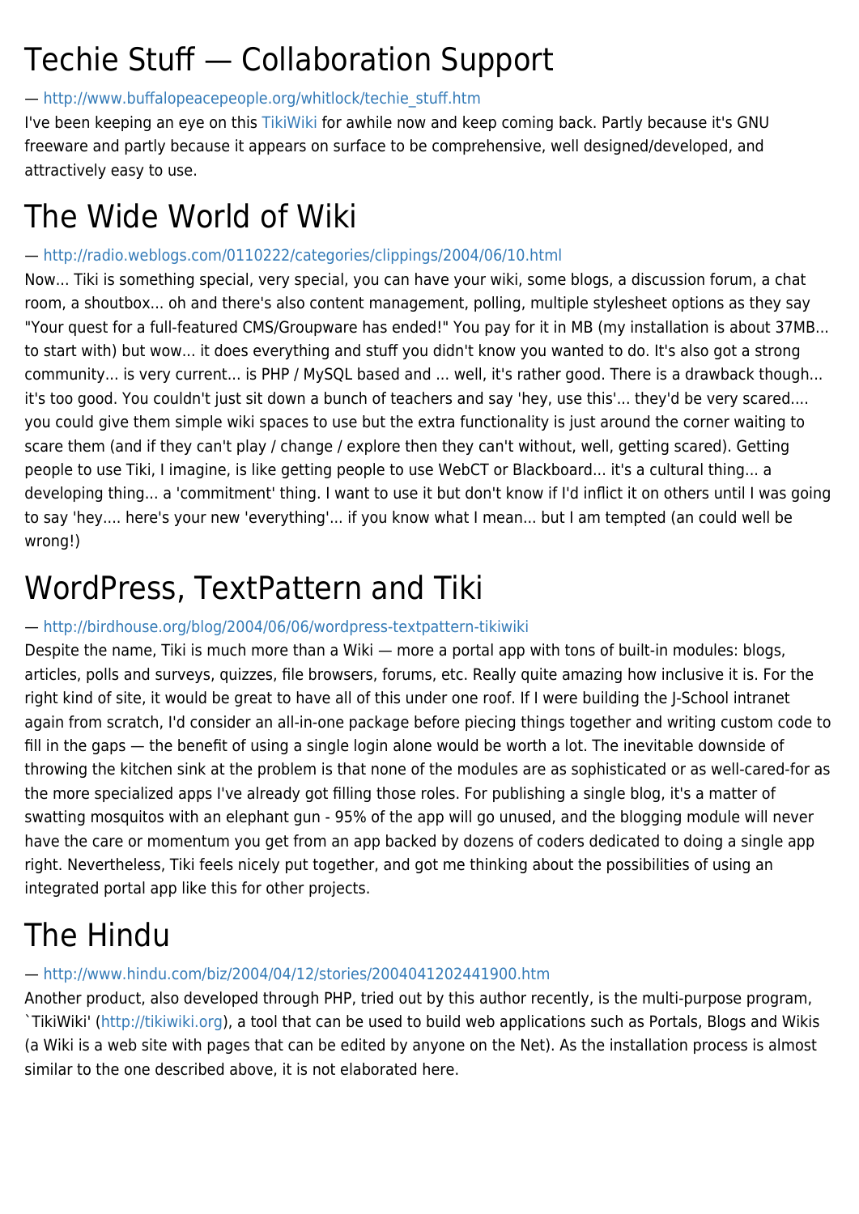# Techie Stuff — Collaboration Support

— http://www.buffalopeacepeople.org/whitlock/techie_stuff.htm

I've been keeping an eye on this TikiWiki for awhile now and keep coming back. Partly because it's GNU freeware and partly because it appears on surface to be comprehensive, well designed/developed, and attractively easy to use.

# The Wide World of Wiki

— http://radio.weblogs.com/0110222/categories/clippings/2004/06/10.html

Now... Tiki is something special, very special, you can have your wiki, some blogs, a discussion forum, a chat room, a shoutbox... oh and there's also content management, polling, multiple stylesheet options as they say "Your quest for a full-featured CMS/Groupware has ended!" You pay for it in MB (my installation is about 37MB... to start with) but wow... it does everything and stuff you didn't know you wanted to do. It's also got a strong community... is very current... is PHP / MySQL based and ... well, it's rather good. There is a drawback though... it's too good. You couldn't just sit down a bunch of teachers and say 'hey, use this'... they'd be very scared.... you could give them simple wiki spaces to use but the extra functionality is just around the corner waiting to scare them (and if they can't play / change / explore then they can't without, well, getting scared). Getting people to use Tiki, I imagine, is like getting people to use WebCT or Blackboard... it's a cultural thing... a developing thing... a 'commitment' thing. I want to use it but don't know if I'd inflict it on others until I was going to say 'hey.... here's your new 'everything'... if you know what I mean... but I am tempted (an could well be wrong!)

# WordPress, TextPattern and Tiki

— http://birdhouse.org/blog/2004/06/06/wordpress-textpattern-tikiwiki

Despite the name, Tiki is much more than a Wiki — more a portal app with tons of built-in modules: blogs, articles, polls and surveys, quizzes, file browsers, forums, etc. Really quite amazing how inclusive it is. For the right kind of site, it would be great to have all of this under one roof. If I were building the J-School intranet again from scratch, I'd consider an all-in-one package before piecing things together and writing custom code to fill in the gaps — the benefit of using a single login alone would be worth a lot. The inevitable downside of throwing the kitchen sink at the problem is that none of the modules are as sophisticated or as well-cared-for as the more specialized apps I've already got filling those roles. For publishing a single blog, it's a matter of swatting mosquitos with an elephant gun - 95% of the app will go unused, and the blogging module will never have the care or momentum you get from an app backed by dozens of coders dedicated to doing a single app right. Nevertheless, Tiki feels nicely put together, and got me thinking about the possibilities of using an integrated portal app like this for other projects.

# The Hindu

— http://www.hindu.com/biz/2004/04/12/stories/2004041202441900.htm

Another product, also developed through PHP, tried out by this author recently, is the multi-purpose program, `TikiWiki' (http://tikiwiki.org), a tool that can be used to build web applications such as Portals, Blogs and Wikis (a Wiki is a web site with pages that can be edited by anyone on the Net). As the installation process is almost similar to the one described above, it is not elaborated here.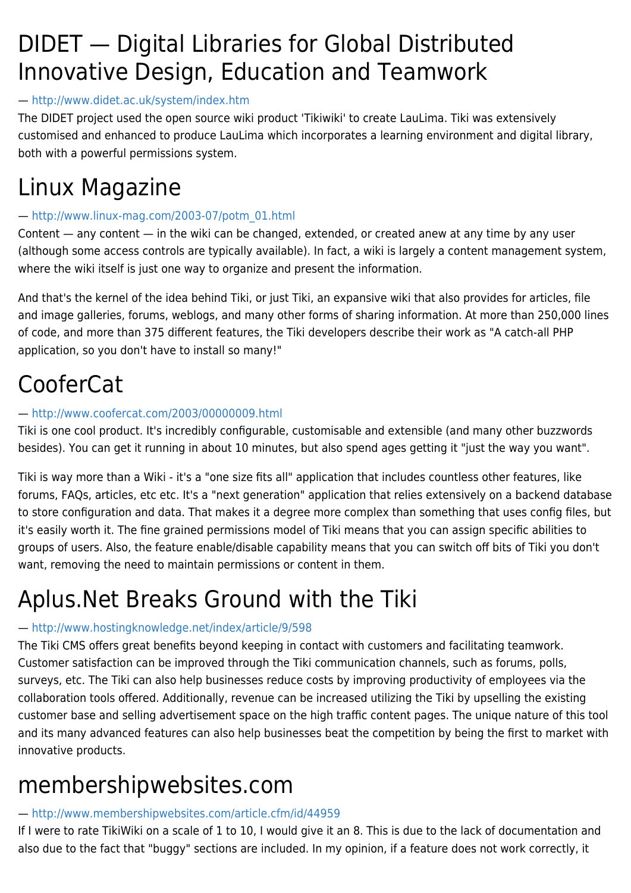# DIDET — Digital Libraries for Global Distributed Innovative Design, Education and Teamwork

— http://www.didet.ac.uk/system/index.htm

The DIDET project used the open source wiki product 'Tikiwiki' to create LauLima. Tiki was extensively customised and enhanced to produce LauLima which incorporates a learning environment and digital library, both with a powerful permissions system.

# Linux Magazine

— http://www.linux-mag.com/2003-07/potm_01.html

Content — any content — in the wiki can be changed, extended, or created anew at any time by any user (although some access controls are typically available). In fact, a wiki is largely a content management system, where the wiki itself is just one way to organize and present the information.

And that's the kernel of the idea behind Tiki, or just Tiki, an expansive wiki that also provides for articles, file and image galleries, forums, weblogs, and many other forms of sharing information. At more than 250,000 lines of code, and more than 375 different features, the Tiki developers describe their work as "A catch-all PHP application, so you don't have to install so many!"

# CooferCat

— http://www.coofercat.com/2003/00000009.html

Tiki is one cool product. It's incredibly configurable, customisable and extensible (and many other buzzwords besides). You can get it running in about 10 minutes, but also spend ages getting it "just the way you want".

Tiki is way more than a Wiki - it's a "one size fits all" application that includes countless other features, like forums, FAQs, articles, etc etc. It's a "next generation" application that relies extensively on a backend database to store configuration and data. That makes it a degree more complex than something that uses config files, but it's easily worth it. The fine grained permissions model of Tiki means that you can assign specific abilities to groups of users. Also, the feature enable/disable capability means that you can switch off bits of Tiki you don't want, removing the need to maintain permissions or content in them.

# Aplus.Net Breaks Ground with the Tiki

— http://www.hostingknowledge.net/index/article/9/598

The Tiki CMS offers great benefits beyond keeping in contact with customers and facilitating teamwork. Customer satisfaction can be improved through the Tiki communication channels, such as forums, polls, surveys, etc. The Tiki can also help businesses reduce costs by improving productivity of employees via the collaboration tools offered. Additionally, revenue can be increased utilizing the Tiki by upselling the existing customer base and selling advertisement space on the high traffic content pages. The unique nature of this tool and its many advanced features can also help businesses beat the competition by being the first to market with innovative products.

# membershipwebsites.com

— http://www.membershipwebsites.com/article.cfm/id/44959

If I were to rate TikiWiki on a scale of 1 to 10, I would give it an 8. This is due to the lack of documentation and also due to the fact that "buggy" sections are included. In my opinion, if a feature does not work correctly, it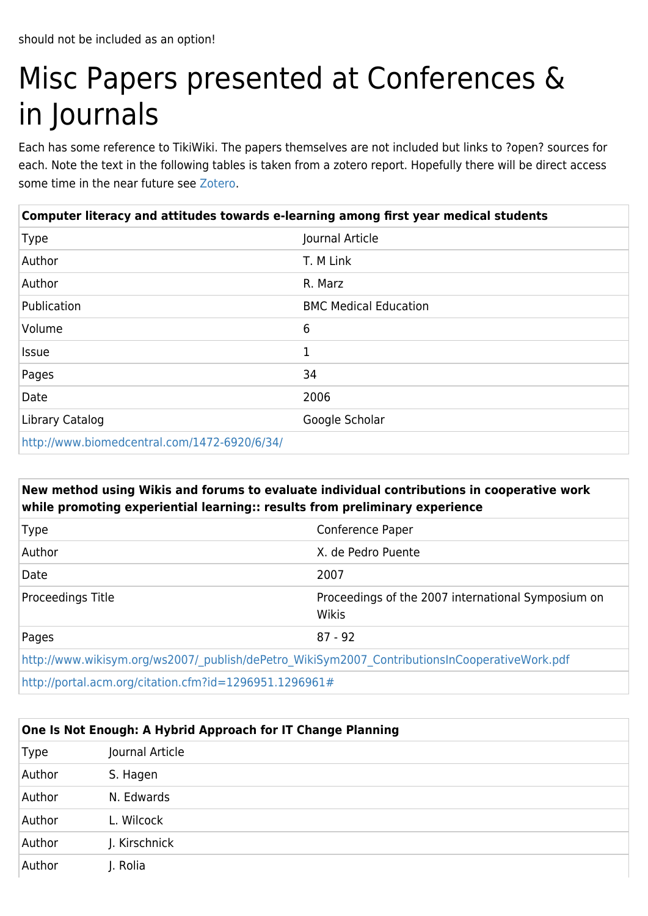should not be included as an option!

# Misc Papers presented at Conferences & in Journals

Each has some reference to TikiWiki. The papers themselves are not included but links to ?open? sources for each. Note the text in the following tables is taken from a zotero report. Hopefully there will be direct access some time in the near future see Zotero.

| **Computer literacy and attitudes towards e-learning among first year medical students** | |
|---|---|
| Type | Journal Article |
| Author | T. M Link |
| Author | R. Marz |
| Publication | BMC Medical Education |
| Volume | 6 |
| Issue | 1 |
| Pages | 34 |
| Date | 2006 |
| Library Catalog | Google Scholar |
| http://www.biomedcentral.com/1472-6920/6/34/ | |

| **New method using Wikis and forums to evaluate individual contributions in cooperative work while promoting experiential learning:: results from preliminary experience** | |
|---|---|
| Type | Conference Paper |
| Author | X. de Pedro Puente |
| Date | 2007 |
| Proceedings Title | Proceedings of the 2007 international Symposium on Wikis |
| Pages | 87 - 92 |
| http://www.wikisym.org/ws2007/_publish/dePetro_WikiSym2007_ContributionsInCooperativeWork.pdf | |
| http://portal.acm.org/citation.cfm?id=1296951.1296961# | |

| **One Is Not Enough: A Hybrid Approach for IT Change Planning** | |
|---|---|
| Type | Journal Article |
| Author | S. Hagen |
| Author | N. Edwards |
| Author | L. Wilcock |
| Author | J. Kirschnick |
| Author | J. Rolia |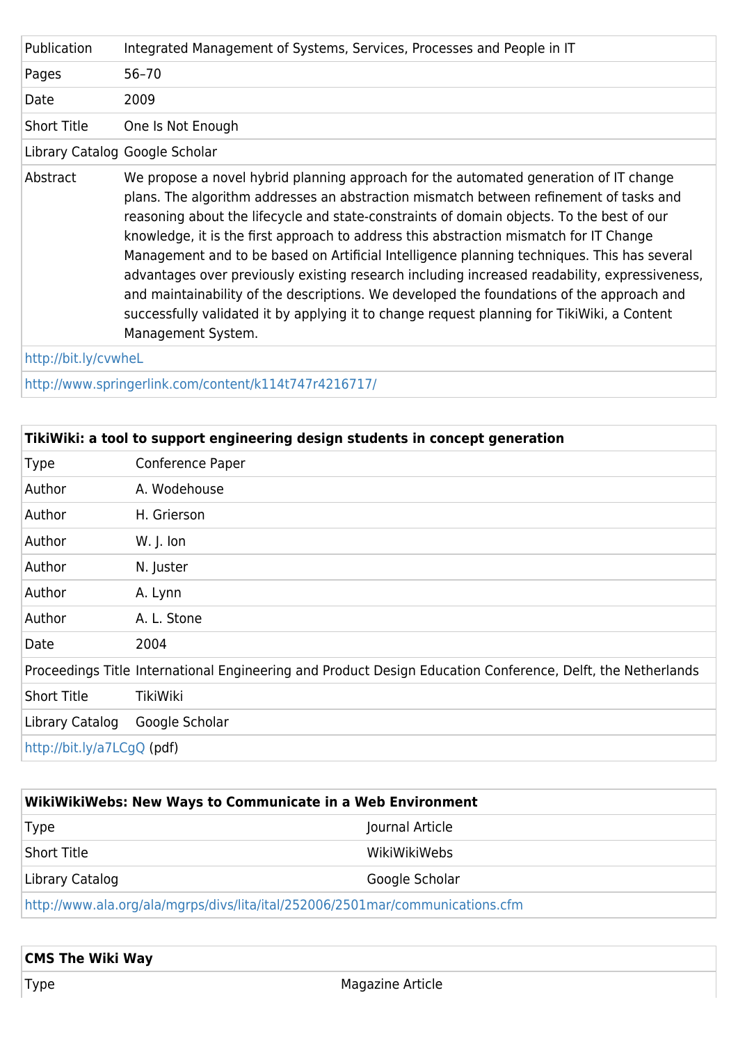| | |
|---|---|
| Publication | Integrated Management of Systems, Services, Processes and People in IT |
| Pages | 56–70 |
| Date | 2009 |
| Short Title | One Is Not Enough |
| Library Catalog | Google Scholar |
| Abstract | We propose a novel hybrid planning approach for the automated generation of IT change plans. The algorithm addresses an abstraction mismatch between refinement of tasks and reasoning about the lifecycle and state-constraints of domain objects. To the best of our knowledge, it is the first approach to address this abstraction mismatch for IT Change Management and to be based on Artificial Intelligence planning techniques. This has several advantages over previously existing research including increased readability, expressiveness, and maintainability of the descriptions. We developed the foundations of the approach and successfully validated it by applying it to change request planning for TikiWiki, a Content Management System. |
| http://bit.ly/cvwheL | |
| http://www.springerlink.com/content/k114t747r4216717/ | |

| **TikiWiki: a tool to support engineering design students in concept generation** | |
|---|---|
| Type | Conference Paper |
| Author | A. Wodehouse |
| Author | H. Grierson |
| Author | W. J. Ion |
| Author | N. Juster |
| Author | A. Lynn |
| Author | A. L. Stone |
| Date | 2004 |
| Proceedings Title | International Engineering and Product Design Education Conference, Delft, the Netherlands |
| Short Title | TikiWiki |
| Library Catalog | Google Scholar |
| http://bit.ly/a7LCgQ (pdf) | |

| **WikiWikiWebs: New Ways to Communicate in a Web Environment** | |
|---|---|
| Type | Journal Article |
| Short Title | WikiWikiWebs |
| Library Catalog | Google Scholar |
| http://www.ala.org/ala/mgrps/divs/lita/ital/252006/2501mar/communications.cfm | |

| **CMS The Wiki Way** | |
|---|---|
| Type | Magazine Article |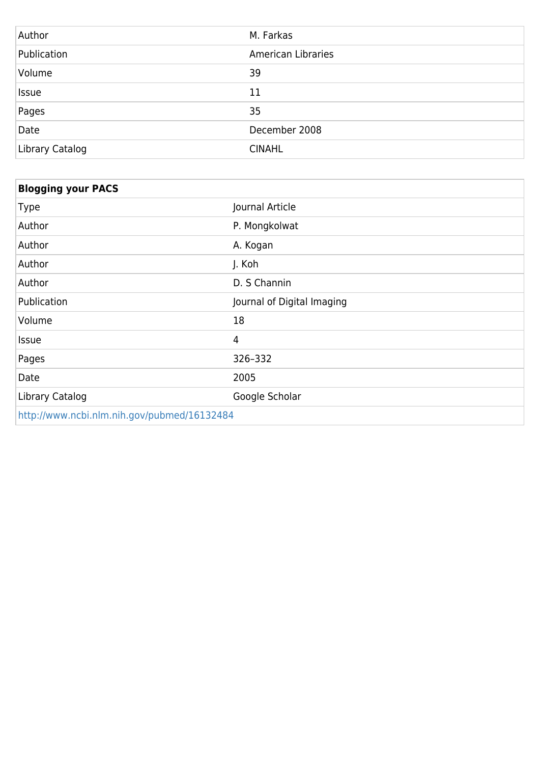| | |
|---|---|
| Author | M. Farkas |
| Publication | American Libraries |
| Volume | 39 |
| Issue | 11 |
| Pages | 35 |
| Date | December 2008 |
| Library Catalog | CINAHL |

| **Blogging your PACS** | |
|---|---|
| Type | Journal Article |
| Author | P. Mongkolwat |
| Author | A. Kogan |
| Author | J. Koh |
| Author | D. S Channin |
| Publication | Journal of Digital Imaging |
| Volume | 18 |
| Issue | 4 |
| Pages | 326–332 |
| Date | 2005 |
| Library Catalog | Google Scholar |
| http://www.ncbi.nlm.nih.gov/pubmed/16132484 | |